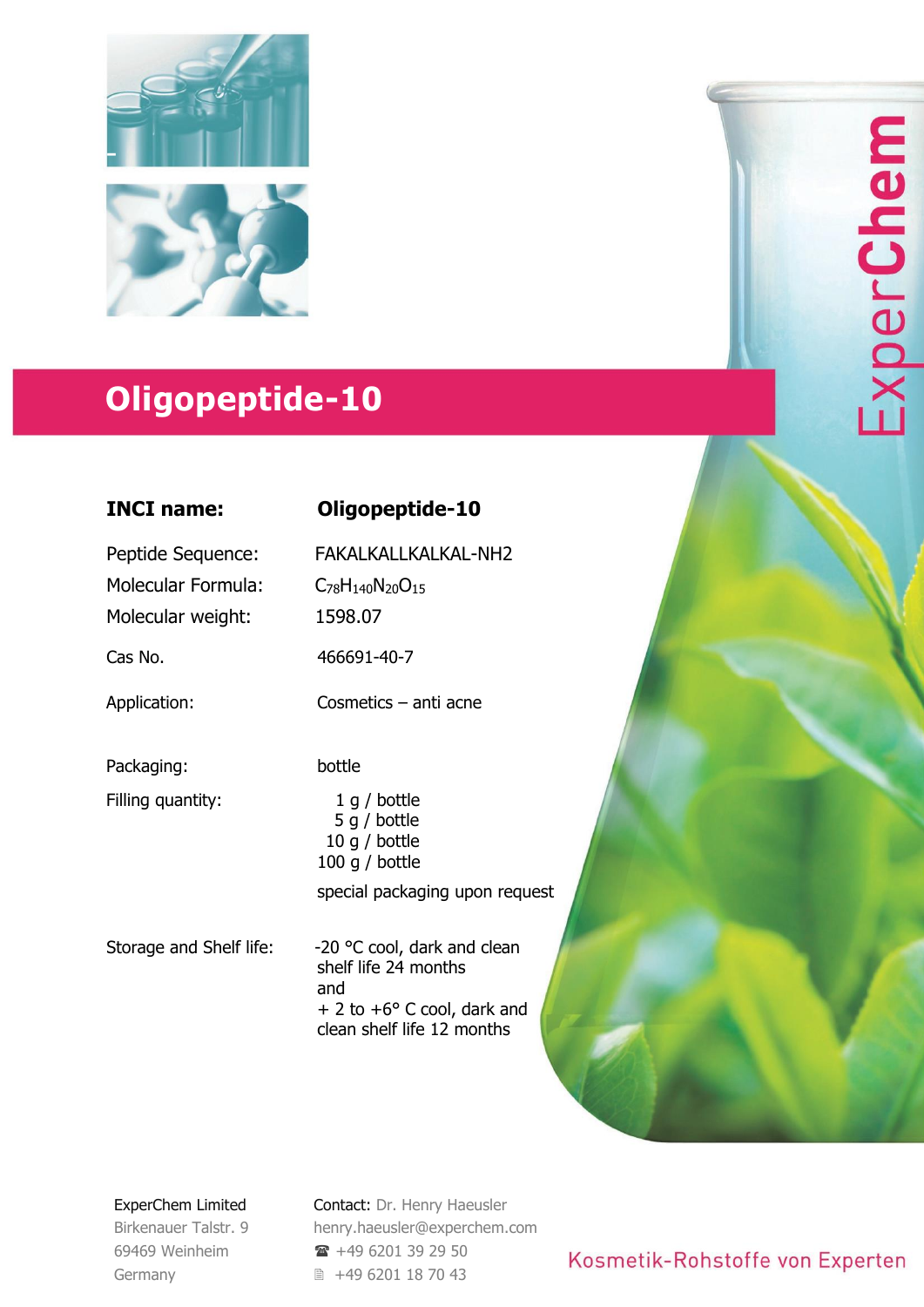# Oligopeptide-10

| | |
|---|---|
| **INCI name:** | **Oligopeptide-10** |
| Peptide Sequence: | FAKALKALLKALKAL-NH2 |
| Molecular Formula: | $C_{78}H_{140}N_{20}O_{15}$ |
| Molecular weight: | 1598.07 |
| Cas No. | 466691-40-7 |
| Application: | Cosmetics – anti acne |
| Packaging: | bottle |
| Filling quantity: | 1 g / bottle<br>5 g / bottle<br>10 g / bottle<br>100 g / bottle<br>special packaging upon request |
| Storage and Shelf life: | -20 °C cool, dark and clean shelf life 24 months<br>and<br>+ 2 to +6° C cool, dark and clean shelf life 12 months |

ExperChem Limited
Birkenauer Talstr. 9
69469 Weinheim
Germany

Contact: Dr. Henry Haeusler
henry.haeusler@experchem.com
☎ +49 6201 39 29 50
🖷 +49 6201 18 70 43

Kosmetik-Rohstoffe von Experten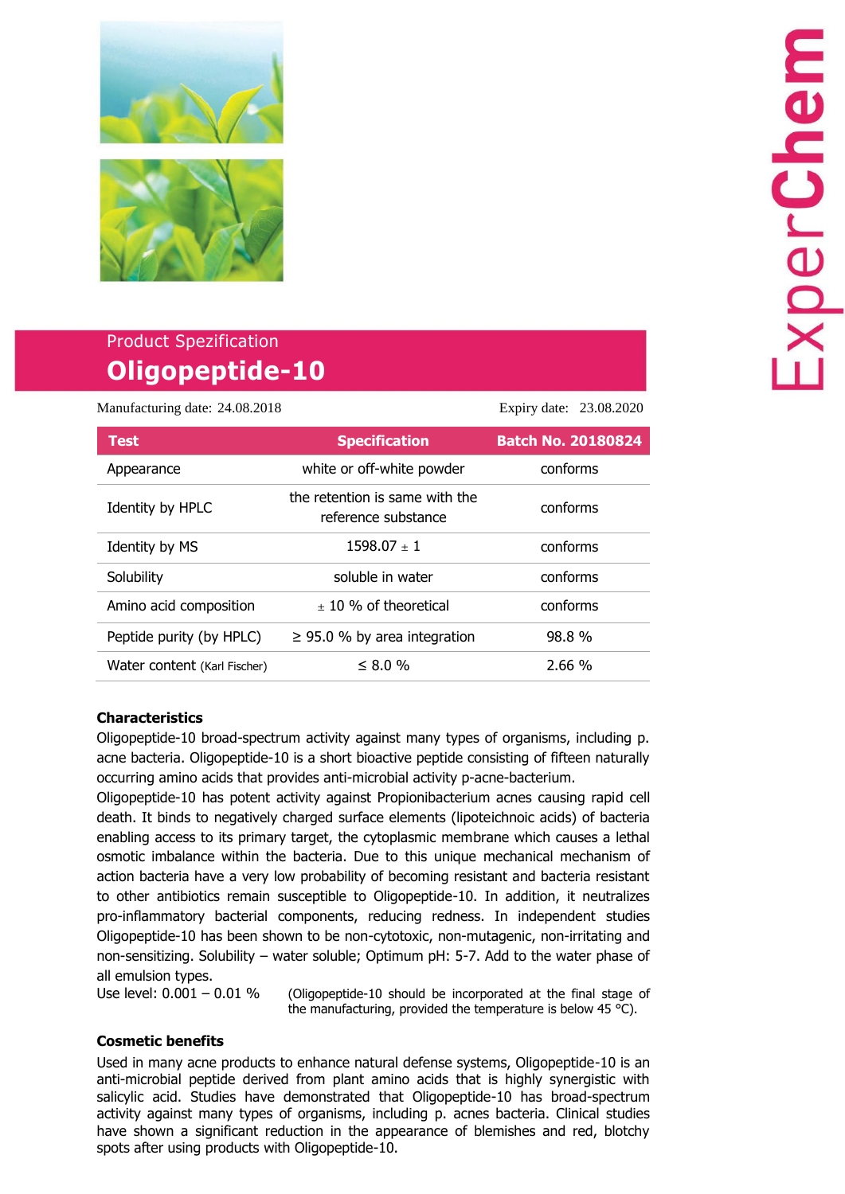ExperChem

Product Spezification

# Oligopeptide-10

Manufacturing date: 24.08.2018 Expiry date: 23.08.2020

| Test | Specification | Batch No. 20180824 |
|---|---|---|
| Appearance | white or off-white powder | conforms |
| Identity by HPLC | the retention is same with the reference substance | conforms |
| Identity by MS | 1598.07 ± 1 | conforms |
| Solubility | soluble in water | conforms |
| Amino acid composition | ± 10 % of theoretical | conforms |
| Peptide purity (by HPLC) | ≥ 95.0 % by area integration | 98.8 % |
| Water content (Karl Fischer) | ≤ 8.0 % | 2.66 % |

**Characteristics**

Oligopeptide-10 broad-spectrum activity against many types of organisms, including p. acne bacteria. Oligopeptide-10 is a short bioactive peptide consisting of fifteen naturally occurring amino acids that provides anti-microbial activity p-acne-bacterium.

Oligopeptide-10 has potent activity against Propionibacterium acnes causing rapid cell death. It binds to negatively charged surface elements (lipoteichnoic acids) of bacteria enabling access to its primary target, the cytoplasmic membrane which causes a lethal osmotic imbalance within the bacteria. Due to this unique mechanical mechanism of action bacteria have a very low probability of becoming resistant and bacteria resistant to other antibiotics remain susceptible to Oligopeptide-10. In addition, it neutralizes pro-inflammatory bacterial components, reducing redness. In independent studies Oligopeptide-10 has been shown to be non-cytotoxic, non-mutagenic, non-irritating and non-sensitizing. Solubility – water soluble; Optimum pH: 5-7. Add to the water phase of all emulsion types.

Use level: 0.001 – 0.01 % (Oligopeptide-10 should be incorporated at the final stage of the manufacturing, provided the temperature is below 45 °C).

**Cosmetic benefits**

Used in many acne products to enhance natural defense systems, Oligopeptide-10 is an anti-microbial peptide derived from plant amino acids that is highly synergistic with salicylic acid. Studies have demonstrated that Oligopeptide-10 has broad-spectrum activity against many types of organisms, including p. acnes bacteria. Clinical studies have shown a significant reduction in the appearance of blemishes and red, blotchy spots after using products with Oligopeptide-10.